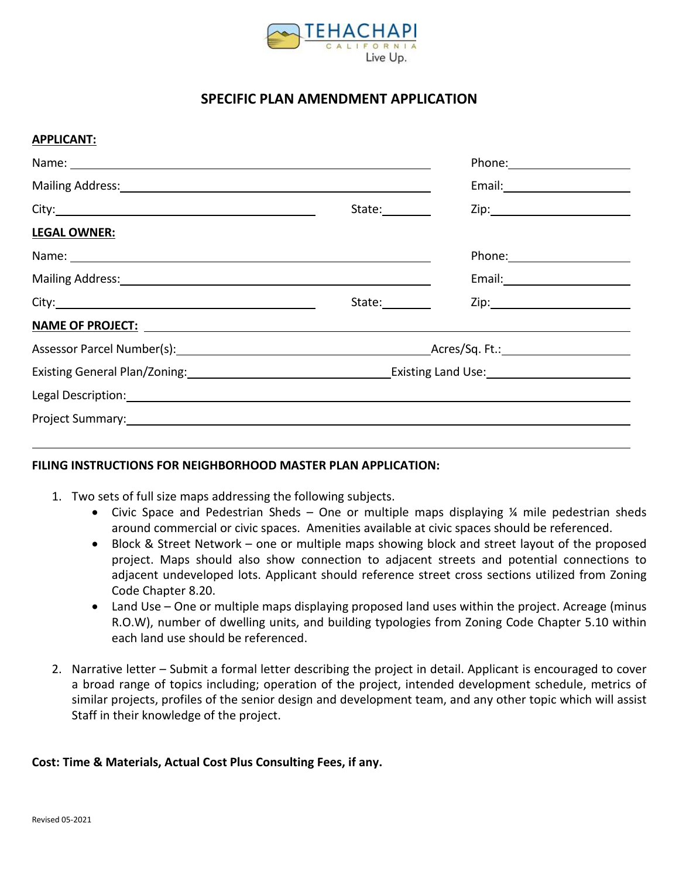TEHACHAPI
CALIFORNIA
Live Up.

# SPECIFIC PLAN AMENDMENT APPLICATION

**APPLICANT:**

Name: ______________________________ Phone: ______________

Mailing Address: ______________________________ Email: ______________

City: ______________________ State: ________ Zip: ______________

**LEGAL OWNER:**

Name: ______________________________ Phone: ______________

Mailing Address: ______________________________ Email: ______________

City: ______________________ State: ________ Zip: ______________

**NAME OF PROJECT:** ______________________________

Assessor Parcel Number(s): ______________________ Acres/Sq. Ft.: ______________

Existing General Plan/Zoning: ______________________ Existing Land Use: ______________

Legal Description: ______________________________

Project Summary: ______________________________

______________________________

**FILING INSTRUCTIONS FOR NEIGHBORHOOD MASTER PLAN APPLICATION:**

1. Two sets of full size maps addressing the following subjects.
   - Civic Space and Pedestrian Sheds – One or multiple maps displaying ¼ mile pedestrian sheds around commercial or civic spaces. Amenities available at civic spaces should be referenced.
   - Block & Street Network – one or multiple maps showing block and street layout of the proposed project. Maps should also show connection to adjacent streets and potential connections to adjacent undeveloped lots. Applicant should reference street cross sections utilized from Zoning Code Chapter 8.20.
   - Land Use – One or multiple maps displaying proposed land uses within the project. Acreage (minus R.O.W), number of dwelling units, and building typologies from Zoning Code Chapter 5.10 within each land use should be referenced.

2. Narrative letter – Submit a formal letter describing the project in detail. Applicant is encouraged to cover a broad range of topics including; operation of the project, intended development schedule, metrics of similar projects, profiles of the senior design and development team, and any other topic which will assist Staff in their knowledge of the project.

**Cost: Time & Materials, Actual Cost Plus Consulting Fees, if any.**

Revised 05-2021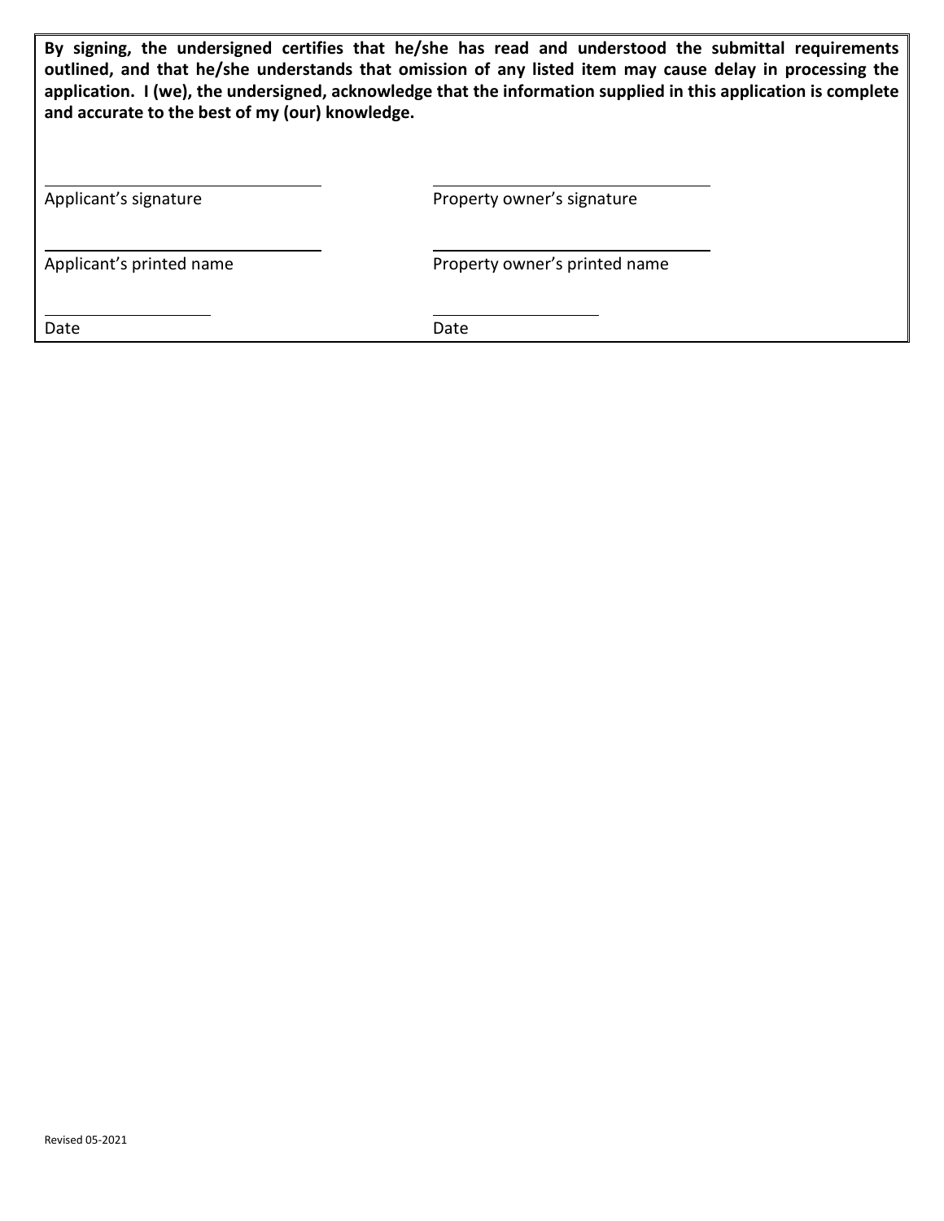**By signing, the undersigned certifies that he/she has read and understood the submittal requirements outlined, and that he/she understands that omission of any listed item may cause delay in processing the application. I (we), the undersigned, acknowledge that the information supplied in this application is complete and accurate to the best of my (our) knowledge.**

| | |
|---|---|
| ______________________________ | ______________________________ |
| Applicant's signature | Property owner's signature |
| ______________________________ | ______________________________ |
| Applicant's printed name | Property owner's printed name |
| ________________ | ________________ |
| Date | Date |

Revised 05-2021